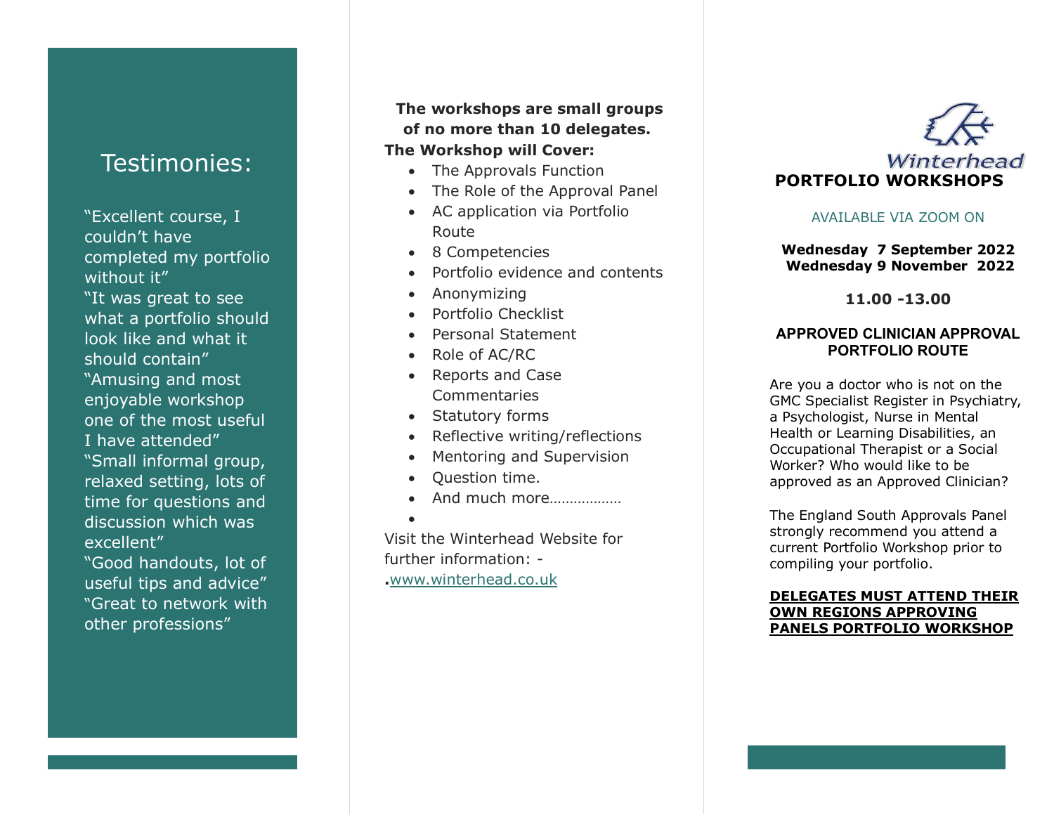## Testimonies:

"Excellent course, I couldn't have completed my portfolio without it"
"It was great to see what a portfolio should look like and what it should contain"
"Amusing and most enjoyable workshop one of the most useful I have attended"
"Small informal group, relaxed setting, lots of time for questions and discussion which was excellent"
"Good handouts, lot of useful tips and advice"
"Great to network with other professions"

**The workshops are small groups of no more than 10 delegates.**

**The Workshop will Cover:**

- The Approvals Function
- The Role of the Approval Panel
- AC application via Portfolio Route
- 8 Competencies
- Portfolio evidence and contents
- Anonymizing
- Portfolio Checklist
- Personal Statement
- Role of AC/RC
- Reports and Case Commentaries
- Statutory forms
- Reflective writing/reflections
- Mentoring and Supervision
- Question time.
- And much more………………

Visit the Winterhead Website for further information: -
.www.winterhead.co.uk

Winterhead

# PORTFOLIO WORKSHOPS

AVAILABLE VIA ZOOM ON

**Wednesday 7 September 2022**
**Wednesday 9 November 2022**

**11.00 -13.00**

**APPROVED CLINICIAN APPROVAL PORTFOLIO ROUTE**

Are you a doctor who is not on the GMC Specialist Register in Psychiatry, a Psychologist, Nurse in Mental Health or Learning Disabilities, an Occupational Therapist or a Social Worker? Who would like to be approved as an Approved Clinician?

The England South Approvals Panel strongly recommend you attend a current Portfolio Workshop prior to compiling your portfolio.

**DELEGATES MUST ATTEND THEIR OWN REGIONS APPROVING PANELS PORTFOLIO WORKSHOP**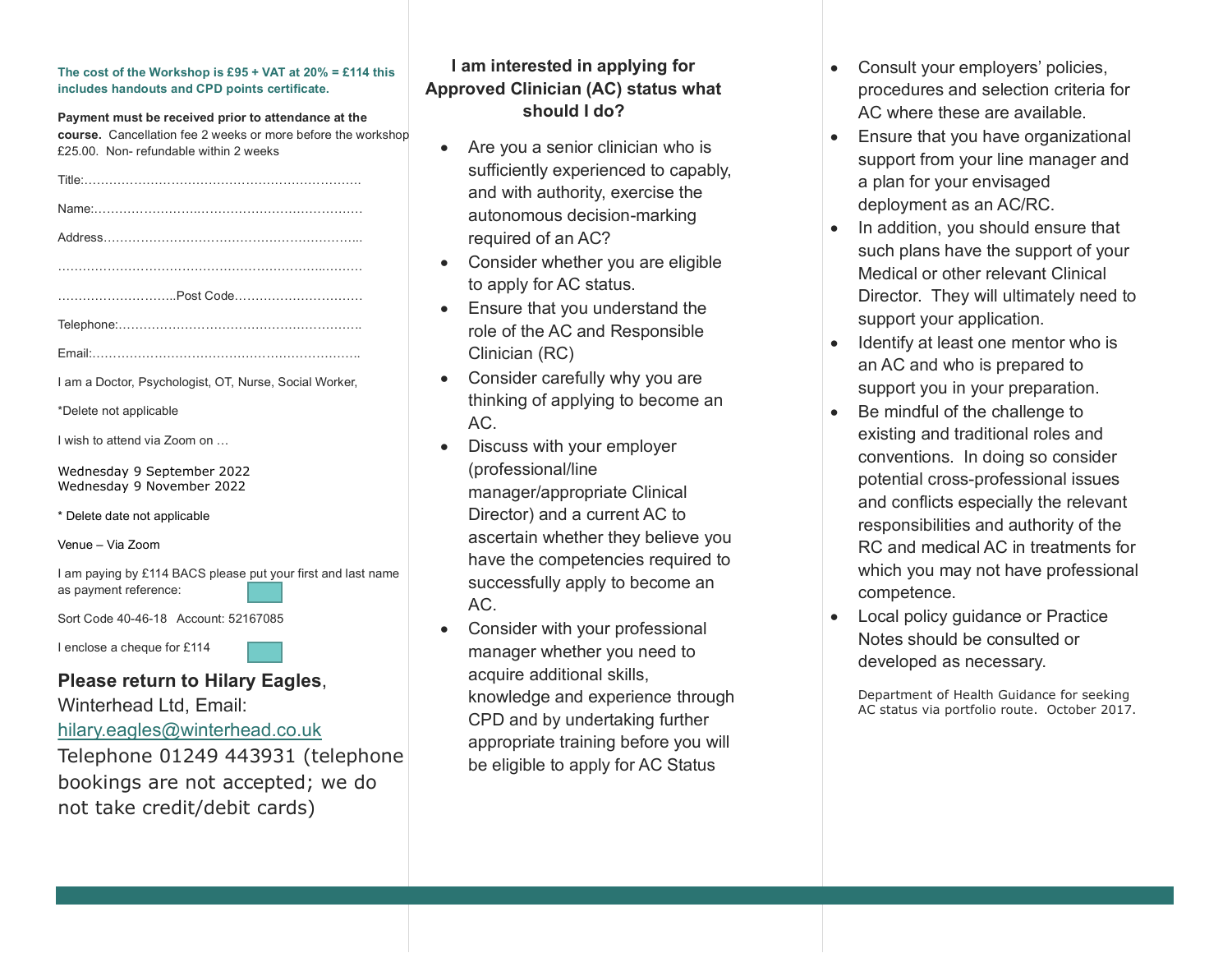**The cost of the Workshop is £95 + VAT at 20% = £114 this includes handouts and CPD points certificate.**

**Payment must be received prior to attendance at the course.** Cancellation fee 2 weeks or more before the workshop £25.00. Non- refundable within 2 weeks

Title:……………………………………………………………

Name:……………………..………………………………….

Address……………………………………………………...

………………………………………………………..………

………………………..Post Code…………………………

Telephone:…………………………………………………..

Email:………………………………………………………..

I am a Doctor, Psychologist, OT, Nurse, Social Worker,

*Delete not applicable

I wish to attend via Zoom on …

Wednesday 9 September 2022
Wednesday 9 November 2022

* Delete date not applicable

Venue – Via Zoom

I am paying by £114 BACS please put your first and last name as payment reference:

Sort Code 40-46-18 Account: 52167085

I enclose a cheque for £114

**Please return to Hilary Eagles**, Winterhead Ltd, Email: hilary.eagles@winterhead.co.uk
Telephone 01249 443931 (telephone bookings are not accepted; we do not take credit/debit cards)

## I am interested in applying for Approved Clinician (AC) status what should I do?

- Are you a senior clinician who is sufficiently experienced to capably, and with authority, exercise the autonomous decision-marking required of an AC?
- Consider whether you are eligible to apply for AC status.
- Ensure that you understand the role of the AC and Responsible Clinician (RC)
- Consider carefully why you are thinking of applying to become an AC.
- Discuss with your employer (professional/line manager/appropriate Clinical Director) and a current AC to ascertain whether they believe you have the competencies required to successfully apply to become an AC.
- Consider with your professional manager whether you need to acquire additional skills, knowledge and experience through CPD and by undertaking further appropriate training before you will be eligible to apply for AC Status
- Consult your employers' policies, procedures and selection criteria for AC where these are available.
- Ensure that you have organizational support from your line manager and a plan for your envisaged deployment as an AC/RC.
- In addition, you should ensure that such plans have the support of your Medical or other relevant Clinical Director. They will ultimately need to support your application.
- Identify at least one mentor who is an AC and who is prepared to support you in your preparation.
- Be mindful of the challenge to existing and traditional roles and conventions. In doing so consider potential cross-professional issues and conflicts especially the relevant responsibilities and authority of the RC and medical AC in treatments for which you may not have professional competence.
- Local policy guidance or Practice Notes should be consulted or developed as necessary.

Department of Health Guidance for seeking AC status via portfolio route. October 2017.